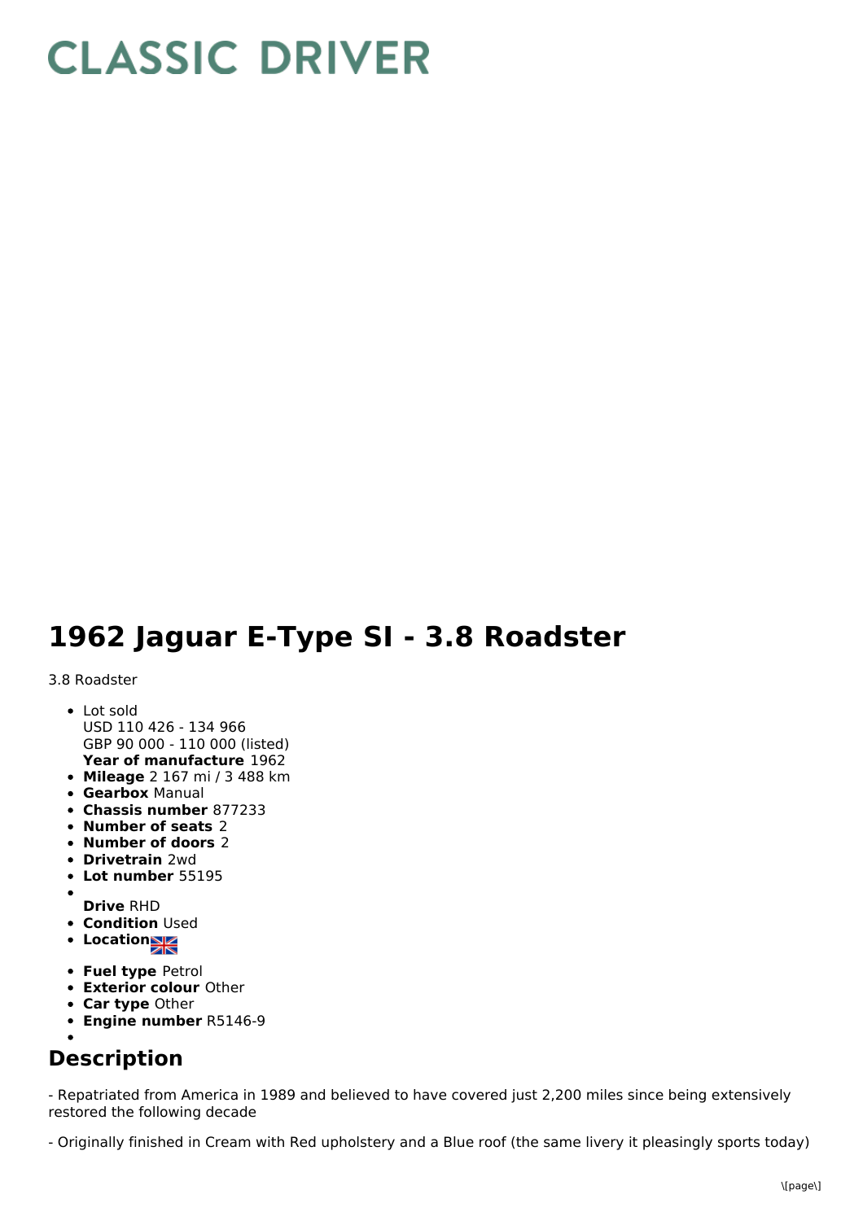# CLASSIC DRIVER

# 1962 Jaguar E-Type SI - 3.8 Roadster

3.8 Roadster

- Lot sold
  USD 110 426 - 134 966
  GBP 90 000 - 110 000 (listed)
  **Year of manufacture** 1962
- **Mileage** 2 167 mi / 3 488 km
- **Gearbox** Manual
- **Chassis number** 877233
- **Number of seats** 2
- **Number of doors** 2
- **Drivetrain** 2wd
- **Lot number** 55195
- 
  **Drive** RHD
- **Condition** Used
- **Location**
- **Fuel type** Petrol
- **Exterior colour** Other
- **Car type** Other
- **Engine number** R5146-9
- 

## Description

- Repatriated from America in 1989 and believed to have covered just 2,200 miles since being extensively restored the following decade

- Originally finished in Cream with Red upholstery and a Blue roof (the same livery it pleasingly sports today)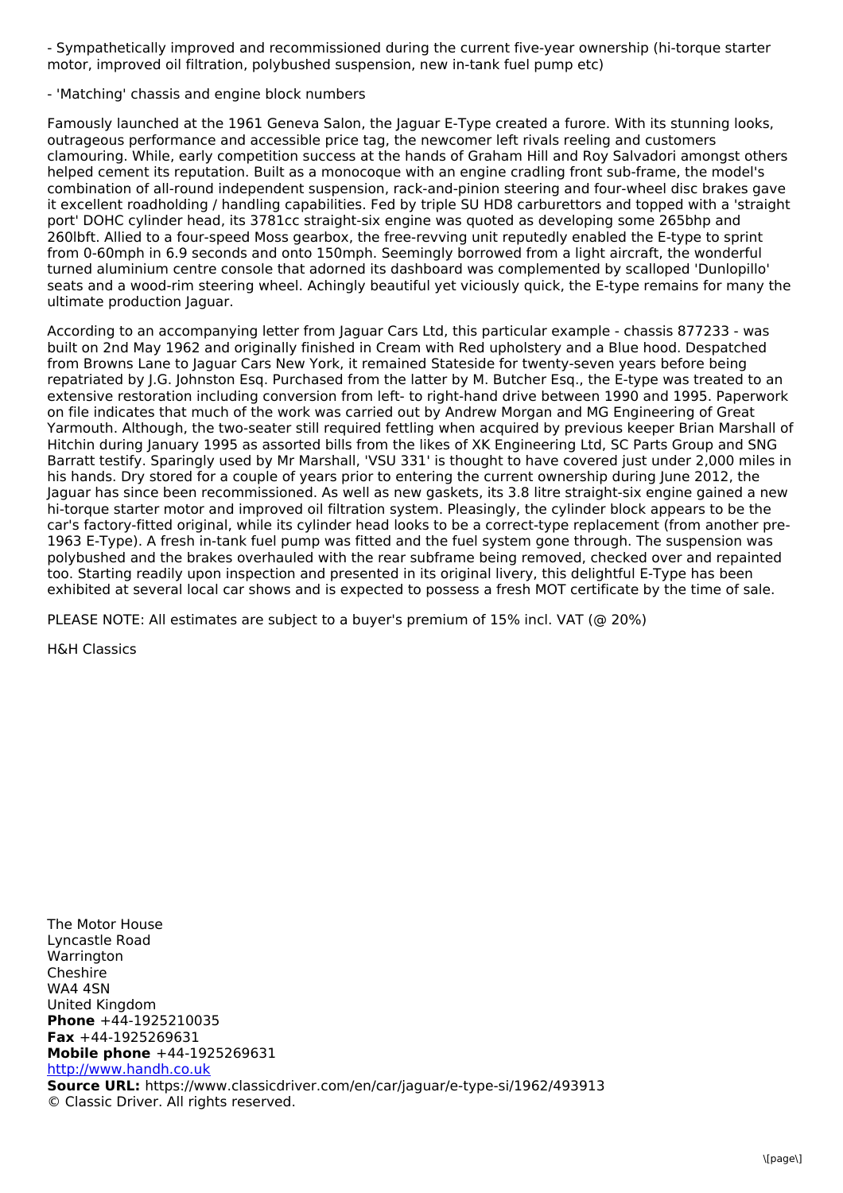- Sympathetically improved and recommissioned during the current five-year ownership (hi-torque starter motor, improved oil filtration, polybushed suspension, new in-tank fuel pump etc)

- 'Matching' chassis and engine block numbers

Famously launched at the 1961 Geneva Salon, the Jaguar E-Type created a furore. With its stunning looks, outrageous performance and accessible price tag, the newcomer left rivals reeling and customers clamouring. While, early competition success at the hands of Graham Hill and Roy Salvadori amongst others helped cement its reputation. Built as a monocoque with an engine cradling front sub-frame, the model's combination of all-round independent suspension, rack-and-pinion steering and four-wheel disc brakes gave it excellent roadholding / handling capabilities. Fed by triple SU HD8 carburettors and topped with a 'straight port' DOHC cylinder head, its 3781cc straight-six engine was quoted as developing some 265bhp and 260lbft. Allied to a four-speed Moss gearbox, the free-revving unit reputedly enabled the E-type to sprint from 0-60mph in 6.9 seconds and onto 150mph. Seemingly borrowed from a light aircraft, the wonderful turned aluminium centre console that adorned its dashboard was complemented by scalloped 'Dunlopillo' seats and a wood-rim steering wheel. Achingly beautiful yet viciously quick, the E-type remains for many the ultimate production Jaguar.

According to an accompanying letter from Jaguar Cars Ltd, this particular example - chassis 877233 - was built on 2nd May 1962 and originally finished in Cream with Red upholstery and a Blue hood. Despatched from Browns Lane to Jaguar Cars New York, it remained Stateside for twenty-seven years before being repatriated by J.G. Johnston Esq. Purchased from the latter by M. Butcher Esq., the E-type was treated to an extensive restoration including conversion from left- to right-hand drive between 1990 and 1995. Paperwork on file indicates that much of the work was carried out by Andrew Morgan and MG Engineering of Great Yarmouth. Although, the two-seater still required fettling when acquired by previous keeper Brian Marshall of Hitchin during January 1995 as assorted bills from the likes of XK Engineering Ltd, SC Parts Group and SNG Barratt testify. Sparingly used by Mr Marshall, 'VSU 331' is thought to have covered just under 2,000 miles in his hands. Dry stored for a couple of years prior to entering the current ownership during June 2012, the Jaguar has since been recommissioned. As well as new gaskets, its 3.8 litre straight-six engine gained a new hi-torque starter motor and improved oil filtration system. Pleasingly, the cylinder block appears to be the car's factory-fitted original, while its cylinder head looks to be a correct-type replacement (from another pre-1963 E-Type). A fresh in-tank fuel pump was fitted and the fuel system gone through. The suspension was polybushed and the brakes overhauled with the rear subframe being removed, checked over and repainted too. Starting readily upon inspection and presented in its original livery, this delightful E-Type has been exhibited at several local car shows and is expected to possess a fresh MOT certificate by the time of sale.

PLEASE NOTE: All estimates are subject to a buyer's premium of 15% incl. VAT (@ 20%)

H&H Classics

The Motor House
Lyncastle Road
Warrington
Cheshire
WA4 4SN
United Kingdom
**Phone** +44-1925210035
**Fax** +44-1925269631
**Mobile phone** +44-1925269631
http://www.handh.co.uk
**Source URL:** https://www.classicdriver.com/en/car/jaguar/e-type-si/1962/493913
© Classic Driver. All rights reserved.